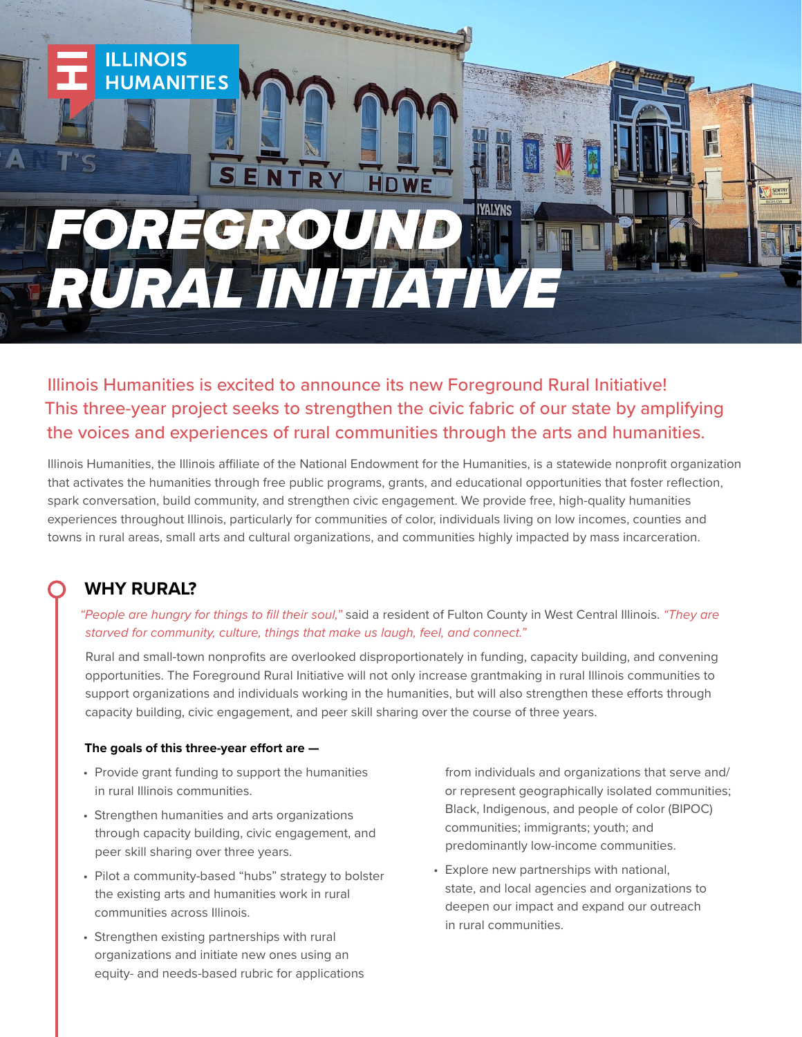# FOREGROUND RURAL INITIATIVE

Illinois Humanities is excited to announce its new Foreground Rural Initiative! This three-year project seeks to strengthen the civic fabric of our state by amplifying the voices and experiences of rural communities through the arts and humanities.

Illinois Humanities, the Illinois affiliate of the National Endowment for the Humanities, is a statewide nonprofit organization that activates the humanities through free public programs, grants, and educational opportunities that foster reflection, spark conversation, build community, and strengthen civic engagement. We provide free, high-quality humanities experiences throughout Illinois, particularly for communities of color, individuals living on low incomes, counties and towns in rural areas, small arts and cultural organizations, and communities highly impacted by mass incarceration.

## WHY RURAL?

*"People are hungry for things to fill their soul,"* said a resident of Fulton County in West Central Illinois. *"They are starved for community, culture, things that make us laugh, feel, and connect."*

Rural and small-town nonprofits are overlooked disproportionately in funding, capacity building, and convening opportunities. The Foreground Rural Initiative will not only increase grantmaking in rural Illinois communities to support organizations and individuals working in the humanities, but will also strengthen these efforts through capacity building, civic engagement, and peer skill sharing over the course of three years.

**The goals of this three-year effort are —**

- Provide grant funding to support the humanities in rural Illinois communities.
- Strengthen humanities and arts organizations through capacity building, civic engagement, and peer skill sharing over three years.
- Pilot a community-based "hubs" strategy to bolster the existing arts and humanities work in rural communities across Illinois.
- Strengthen existing partnerships with rural organizations and initiate new ones using an equity- and needs-based rubric for applications from individuals and organizations that serve and/or represent geographically isolated communities; Black, Indigenous, and people of color (BIPOC) communities; immigrants; youth; and predominantly low-income communities.
- Explore new partnerships with national, state, and local agencies and organizations to deepen our impact and expand our outreach in rural communities.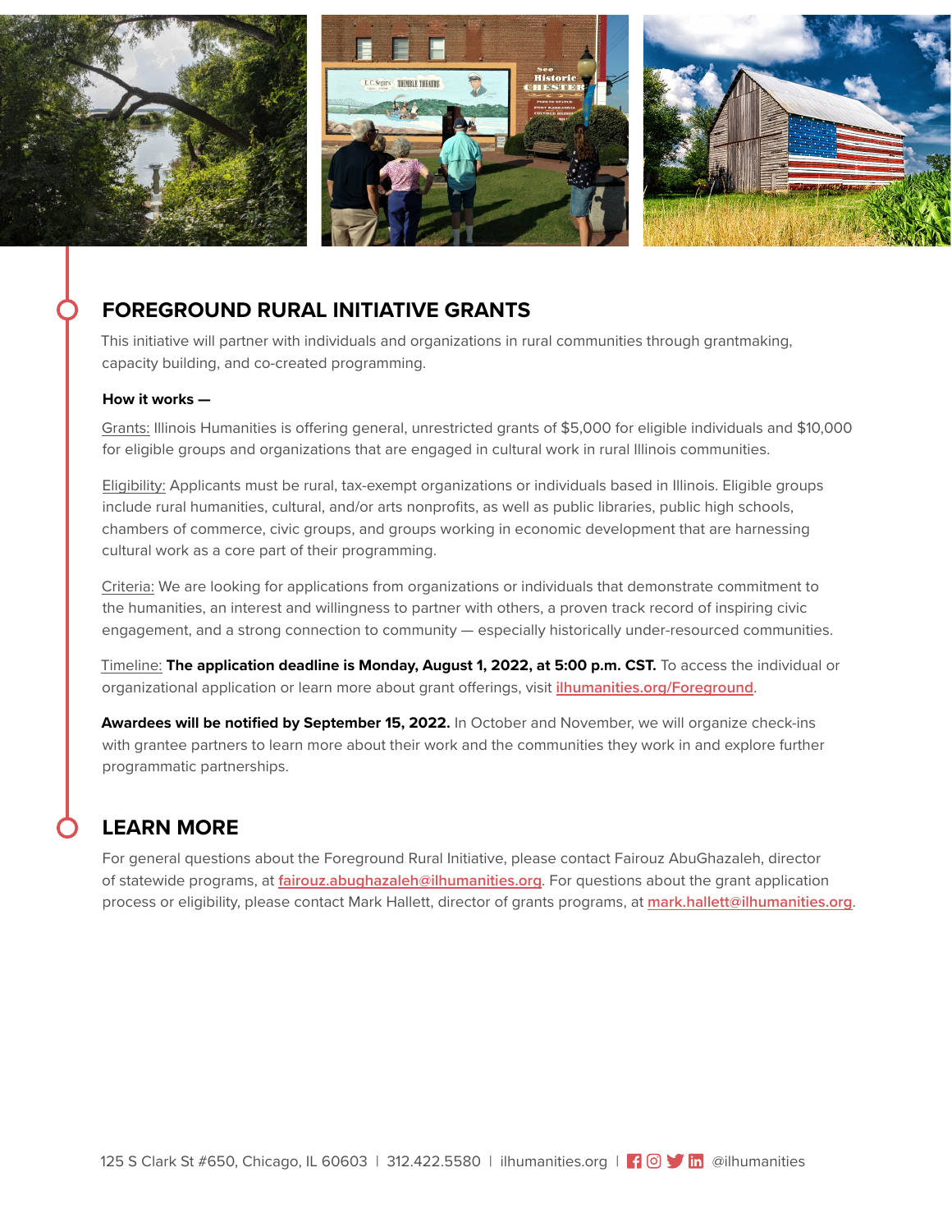## FOREGROUND RURAL INITIATIVE GRANTS

This initiative will partner with individuals and organizations in rural communities through grantmaking, capacity building, and co-created programming.

**How it works —**

Grants: Illinois Humanities is offering general, unrestricted grants of $5,000 for eligible individuals and $10,000 for eligible groups and organizations that are engaged in cultural work in rural Illinois communities.

Eligibility: Applicants must be rural, tax-exempt organizations or individuals based in Illinois. Eligible groups include rural humanities, cultural, and/or arts nonprofits, as well as public libraries, public high schools, chambers of commerce, civic groups, and groups working in economic development that are harnessing cultural work as a core part of their programming.

Criteria: We are looking for applications from organizations or individuals that demonstrate commitment to the humanities, an interest and willingness to partner with others, a proven track record of inspiring civic engagement, and a strong connection to community — especially historically under-resourced communities.

Timeline: **The application deadline is Monday, August 1, 2022, at 5:00 p.m. CST.** To access the individual or organizational application or learn more about grant offerings, visit ilhumanities.org/Foreground.

**Awardees will be notified by September 15, 2022.** In October and November, we will organize check-ins with grantee partners to learn more about their work and the communities they work in and explore further programmatic partnerships.

## LEARN MORE

For general questions about the Foreground Rural Initiative, please contact Fairouz AbuGhazaleh, director of statewide programs, at fairouz.abughazaleh@ilhumanities.org. For questions about the grant application process or eligibility, please contact Mark Hallett, director of grants programs, at mark.hallett@ilhumanities.org.

125 S Clark St #650, Chicago, IL 60603 | 312.422.5580 | ilhumanities.org | @ilhumanities